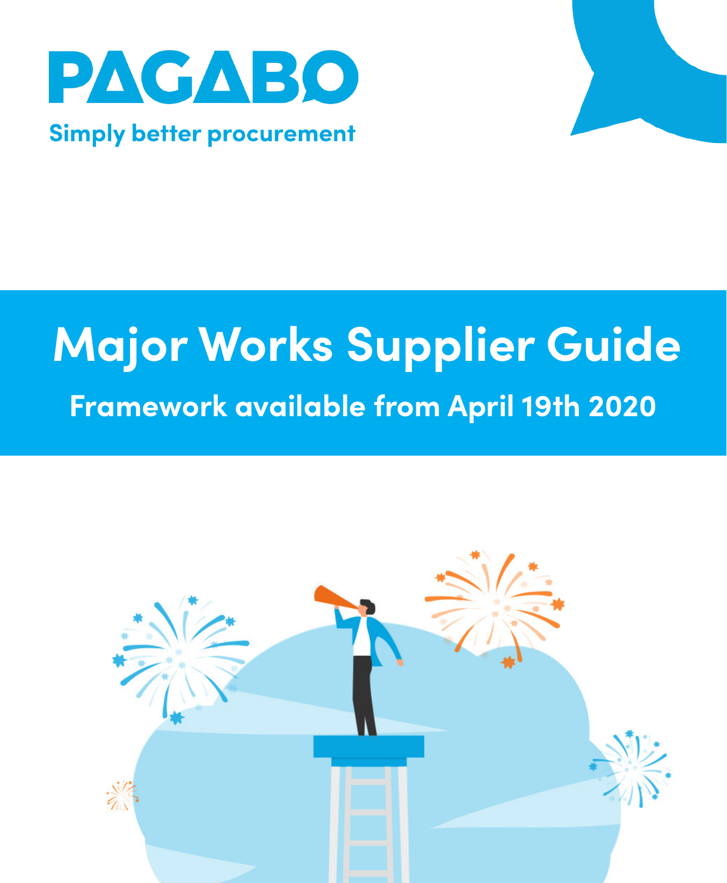PAGABO

Simply better procurement

# Major Works Supplier Guide

## Framework available from April 19th 2020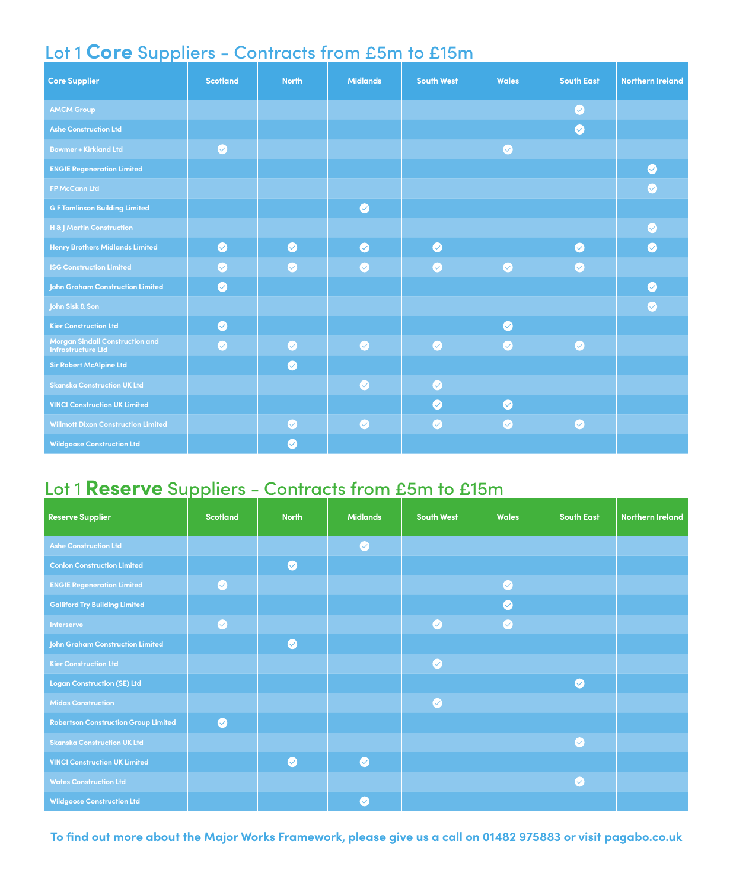## Lot 1 **Core** Suppliers - Contracts from £5m to £15m

| Core Supplier | Scotland | North | Midlands | South West | Wales | South East | Northern Ireland |
|---|---|---|---|---|---|---|---|
| AMCM Group | | | | | | ✓ | |
| Ashe Construction Ltd | | | | | | ✓ | |
| Bowmer + Kirkland Ltd | ✓ | | | | ✓ | | |
| ENGIE Regeneration Limited | | | | | | | ✓ |
| FP McCann Ltd | | | | | | | ✓ |
| G F Tomlinson Building Limited | | | ✓ | | | | |
| H & J Martin Construction | | | | | | | ✓ |
| Henry Brothers Midlands Limited | ✓ | ✓ | ✓ | ✓ | | ✓ | ✓ |
| ISG Construction Limited | ✓ | ✓ | ✓ | ✓ | ✓ | ✓ | |
| John Graham Construction Limited | ✓ | | | | | | ✓ |
| John Sisk & Son | | | | | | | ✓ |
| Kier Construction Ltd | ✓ | | | | ✓ | | |
| Morgan Sindall Construction and Infrastructure Ltd | ✓ | ✓ | ✓ | ✓ | ✓ | ✓ | |
| Sir Robert McAlpine Ltd | | ✓ | | | | | |
| Skanska Construction UK Ltd | | | ✓ | ✓ | | | |
| VINCI Construction UK Limited | | | | ✓ | ✓ | | |
| Willmott Dixon Construction Limited | | ✓ | ✓ | ✓ | ✓ | ✓ | |
| Wildgoose Construction Ltd | | ✓ | | | | | |

## Lot 1 **Reserve** Suppliers - Contracts from £5m to £15m

| Reserve Supplier | Scotland | North | Midlands | South West | Wales | South East | Northern Ireland |
|---|---|---|---|---|---|---|---|
| Ashe Construction Ltd | | | ✓ | | | | |
| Conlon Construction Limited | | ✓ | | | | | |
| ENGIE Regeneration Limited | ✓ | | | | ✓ | | |
| Galliford Try Building Limited | | | | | ✓ | | |
| Interserve | ✓ | | | ✓ | ✓ | | |
| John Graham Construction Limited | | ✓ | | | | | |
| Kier Construction Ltd | | | | ✓ | | | |
| Logan Construction (SE) Ltd | | | | | | ✓ | |
| Midas Construction | | | | ✓ | | | |
| Robertson Construction Group Limited | ✓ | | | | | | |
| Skanska Construction UK Ltd | | | | | | ✓ | |
| VINCI Construction UK Limited | | ✓ | ✓ | | | | |
| Wates Construction Ltd | | | | | | ✓ | |
| Wildgoose Construction Ltd | | | ✓ | | | | |

**To find out more about the Major Works Framework, please give us a call on 01482 975883 or visit pagabo.co.uk**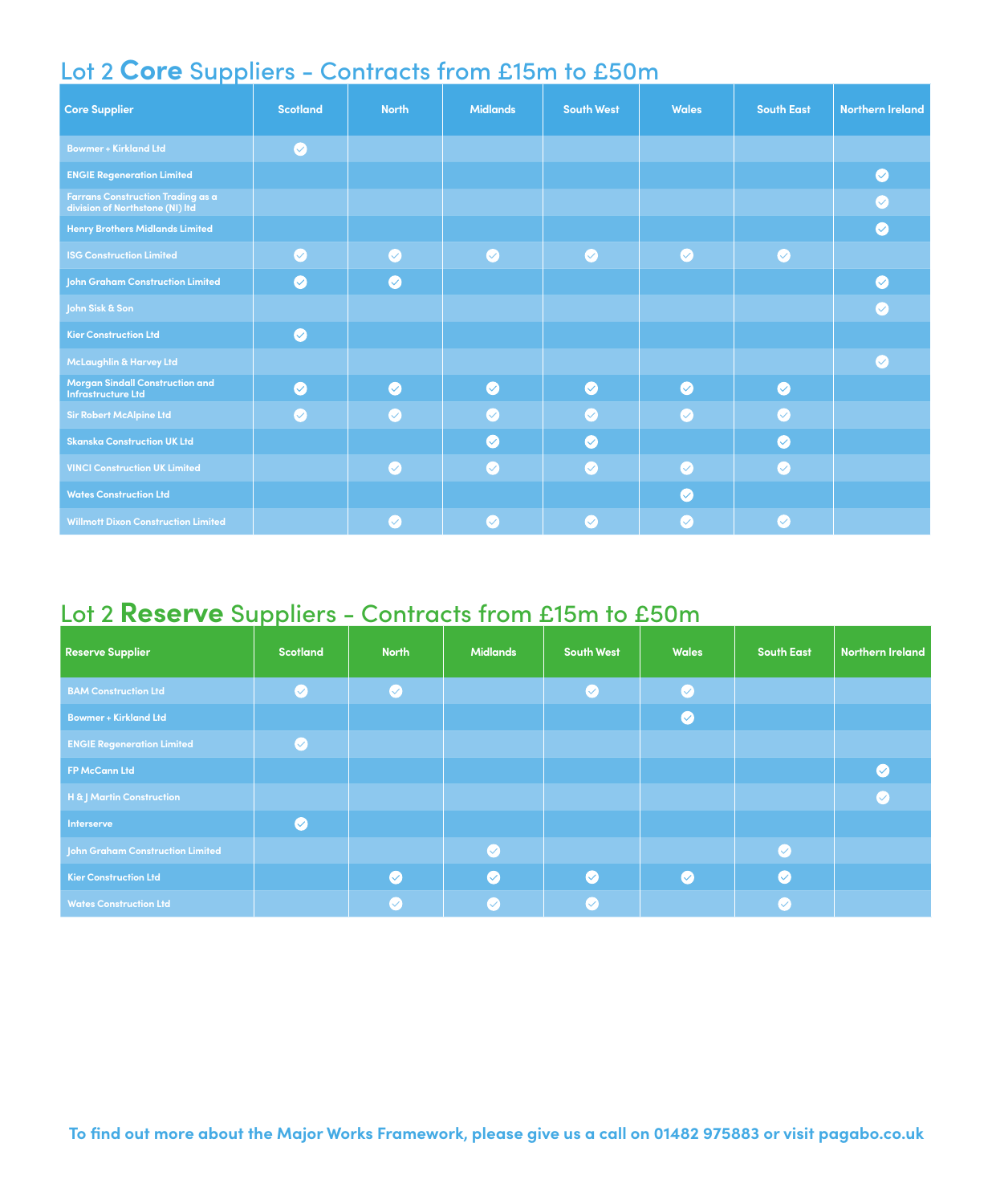## Lot 2 **Core** Suppliers - Contracts from £15m to £50m

| Core Supplier | Scotland | North | Midlands | South West | Wales | South East | Northern Ireland |
|---|---|---|---|---|---|---|---|
| Bowmer + Kirkland Ltd | ✓ | | | | | | |
| ENGIE Regeneration Limited | | | | | | | ✓ |
| Farrans Construction Trading as a division of Northstone (NI) ltd | | | | | | | ✓ |
| Henry Brothers Midlands Limited | | | | | | | ✓ |
| ISG Construction Limited | ✓ | ✓ | ✓ | ✓ | ✓ | ✓ | |
| John Graham Construction Limited | ✓ | ✓ | | | | | ✓ |
| John Sisk & Son | | | | | | | ✓ |
| Kier Construction Ltd | ✓ | | | | | | |
| McLaughlin & Harvey Ltd | | | | | | | ✓ |
| Morgan Sindall Construction and Infrastructure Ltd | ✓ | ✓ | ✓ | ✓ | ✓ | ✓ | |
| Sir Robert McAlpine Ltd | ✓ | ✓ | ✓ | ✓ | ✓ | ✓ | |
| Skanska Construction UK Ltd | | | ✓ | ✓ | | ✓ | |
| VINCI Construction UK Limited | | ✓ | ✓ | ✓ | ✓ | ✓ | |
| Wates Construction Ltd | | | | | ✓ | | |
| Willmott Dixon Construction Limited | | ✓ | ✓ | ✓ | ✓ | ✓ | |

## Lot 2 **Reserve** Suppliers - Contracts from £15m to £50m

| Reserve Supplier | Scotland | North | Midlands | South West | Wales | South East | Northern Ireland |
|---|---|---|---|---|---|---|---|
| BAM Construction Ltd | ✓ | ✓ | | ✓ | ✓ | | |
| Bowmer + Kirkland Ltd | | | | | ✓ | | |
| ENGIE Regeneration Limited | ✓ | | | | | | |
| FP McCann Ltd | | | | | | | ✓ |
| H & J Martin Construction | | | | | | | ✓ |
| Interserve | ✓ | | | | | | |
| John Graham Construction Limited | | | ✓ | | | ✓ | |
| Kier Construction Ltd | | ✓ | ✓ | ✓ | ✓ | ✓ | |
| Wates Construction Ltd | | ✓ | ✓ | ✓ | | ✓ | |

**To find out more about the Major Works Framework, please give us a call on 01482 975883 or visit pagabo.co.uk**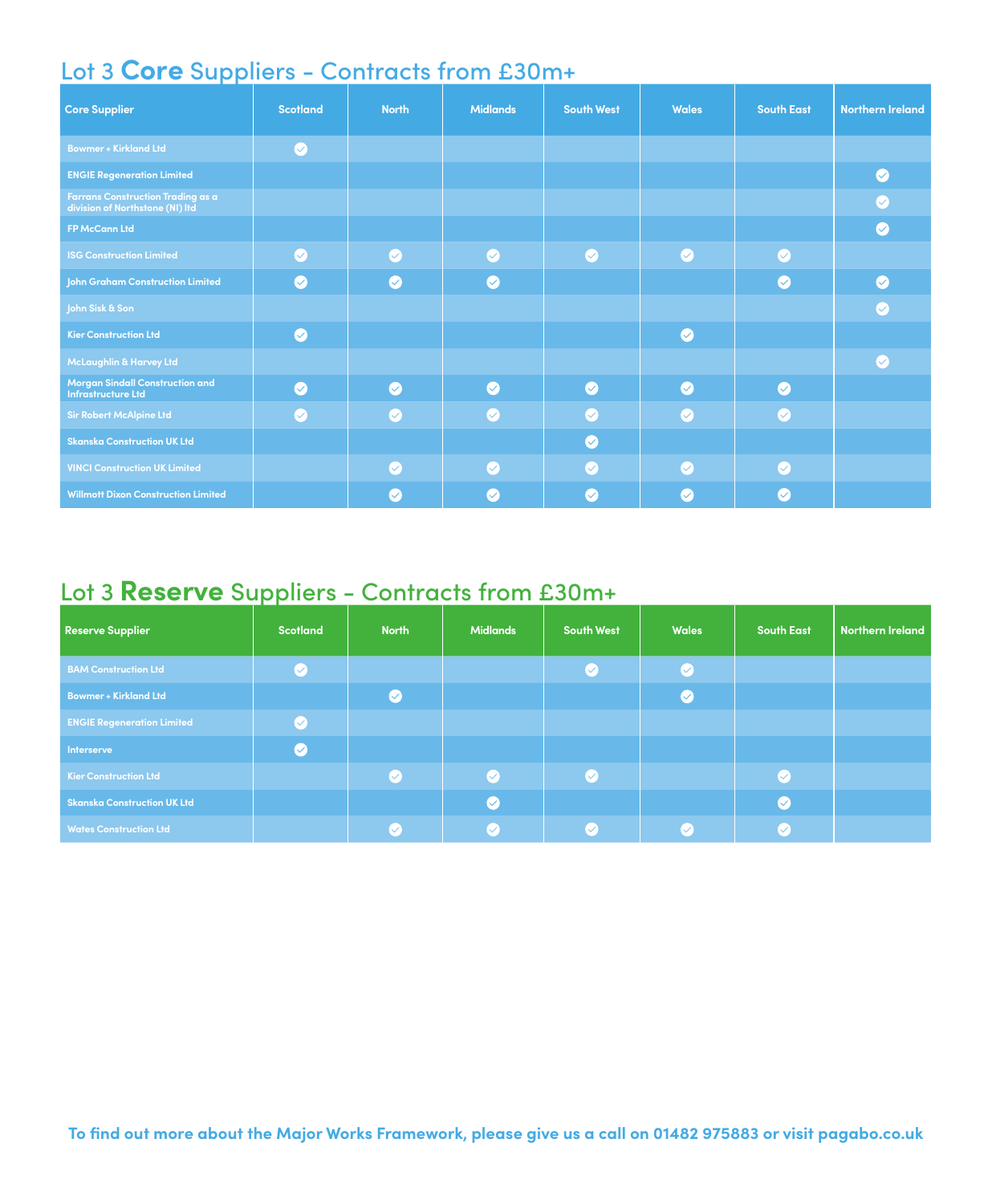## Lot 3 **Core** Suppliers - Contracts from £30m+

| Core Supplier | Scotland | North | Midlands | South West | Wales | South East | Northern Ireland |
|---|---|---|---|---|---|---|---|
| Bowmer + Kirkland Ltd | ✓ | | | | | | |
| ENGIE Regeneration Limited | | | | | | | ✓ |
| Farrans Construction Trading as a division of Northstone (NI) ltd | | | | | | | ✓ |
| FP McCann Ltd | | | | | | | ✓ |
| ISG Construction Limited | ✓ | ✓ | ✓ | ✓ | ✓ | ✓ | |
| John Graham Construction Limited | ✓ | ✓ | ✓ | | | ✓ | ✓ |
| John Sisk & Son | | | | | | | ✓ |
| Kier Construction Ltd | ✓ | | | | ✓ | | |
| McLaughlin & Harvey Ltd | | | | | | | ✓ |
| Morgan Sindall Construction and Infrastructure Ltd | ✓ | ✓ | ✓ | ✓ | ✓ | ✓ | |
| Sir Robert McAlpine Ltd | ✓ | ✓ | ✓ | ✓ | ✓ | ✓ | |
| Skanska Construction UK Ltd | | | | ✓ | | | |
| VINCI Construction UK Limited | | ✓ | ✓ | ✓ | ✓ | ✓ | |
| Willmott Dixon Construction Limited | | ✓ | ✓ | ✓ | ✓ | ✓ | |

## Lot 3 **Reserve** Suppliers - Contracts from £30m+

| Reserve Supplier | Scotland | North | Midlands | South West | Wales | South East | Northern Ireland |
|---|---|---|---|---|---|---|---|
| BAM Construction Ltd | ✓ | | | ✓ | ✓ | | |
| Bowmer + Kirkland Ltd | | ✓ | | | ✓ | | |
| ENGIE Regeneration Limited | ✓ | | | | | | |
| Interserve | ✓ | | | | | | |
| Kier Construction Ltd | | ✓ | ✓ | ✓ | | ✓ | |
| Skanska Construction UK Ltd | | | ✓ | | | ✓ | |
| Wates Construction Ltd | | ✓ | ✓ | ✓ | ✓ | ✓ | |

**To find out more about the Major Works Framework, please give us a call on 01482 975883 or visit pagabo.co.uk**